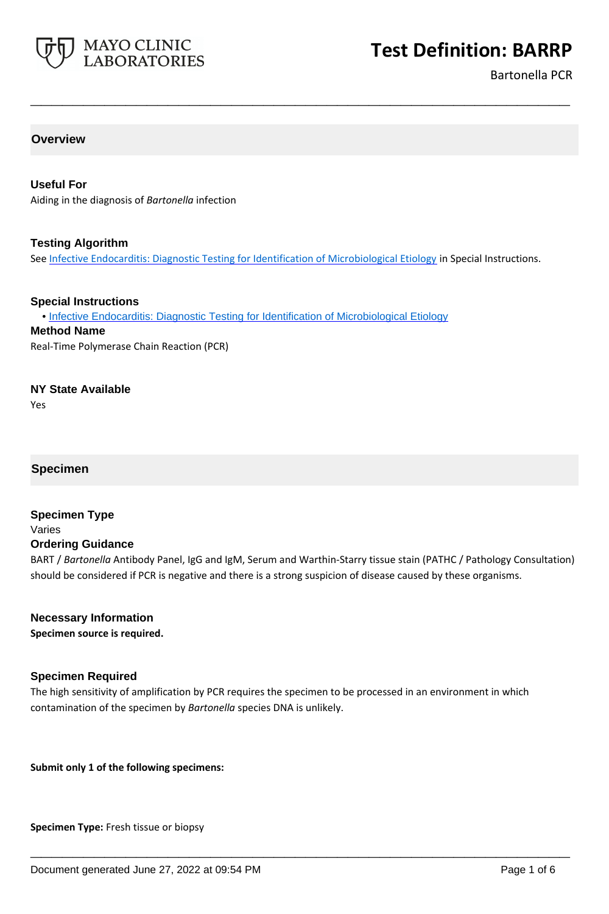# Test Definition: BARRP

Bartonella PCR

## Overview

### Useful For

Aiding in the diagnosis of *Bartonella* infection

### Testing Algorithm

See [Infective Endocarditis: Diagnostic Testing for Identification of Microbiological Etiology]() in Special Instructions.

### Special Instructions

- [Infective Endocarditis: Diagnostic Testing for Identification of Microbiological Etiology]()

### Method Name

Real-Time Polymerase Chain Reaction (PCR)

### NY State Available

Yes

## Specimen

### Specimen Type

Varies

### Ordering Guidance

BART / *Bartonella* Antibody Panel, IgG and IgM, Serum and Warthin-Starry tissue stain (PATHC / Pathology Consultation) should be considered if PCR is negative and there is a strong suspicion of disease caused by these organisms.

### Necessary Information

**Specimen source is required.**

### Specimen Required

The high sensitivity of amplification by PCR requires the specimen to be processed in an environment in which contamination of the specimen by *Bartonella* species DNA is unlikely.

**Submit only 1 of the following specimens:**

**Specimen Type:** Fresh tissue or biopsy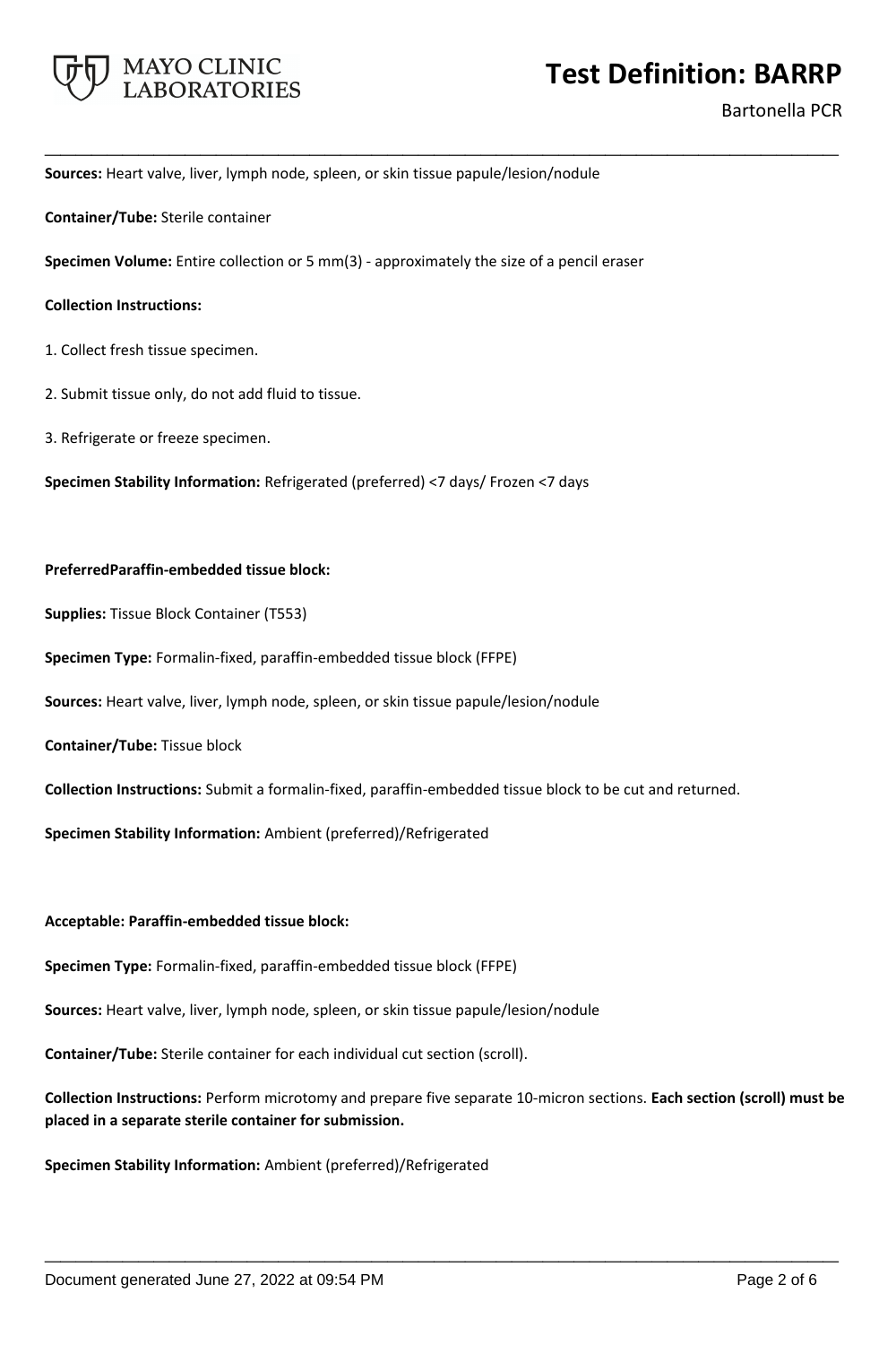**Sources:** Heart valve, liver, lymph node, spleen, or skin tissue papule/lesion/nodule

**Container/Tube:** Sterile container

**Specimen Volume:** Entire collection or 5 mm(3) - approximately the size of a pencil eraser

**Collection Instructions:**

1. Collect fresh tissue specimen.

2. Submit tissue only, do not add fluid to tissue.

3. Refrigerate or freeze specimen.

**Specimen Stability Information:** Refrigerated (preferred) <7 days/ Frozen <7 days

**PreferredParaffin-embedded tissue block:**

**Supplies:** Tissue Block Container (T553)

**Specimen Type:** Formalin-fixed, paraffin-embedded tissue block (FFPE)

**Sources:** Heart valve, liver, lymph node, spleen, or skin tissue papule/lesion/nodule

**Container/Tube:** Tissue block

**Collection Instructions:** Submit a formalin-fixed, paraffin-embedded tissue block to be cut and returned.

**Specimen Stability Information:** Ambient (preferred)/Refrigerated

**Acceptable: Paraffin-embedded tissue block:**

**Specimen Type:** Formalin-fixed, paraffin-embedded tissue block (FFPE)

**Sources:** Heart valve, liver, lymph node, spleen, or skin tissue papule/lesion/nodule

**Container/Tube:** Sterile container for each individual cut section (scroll).

**Collection Instructions:** Perform microtomy and prepare five separate 10-micron sections. **Each section (scroll) must be placed in a separate sterile container for submission.**

**Specimen Stability Information:** Ambient (preferred)/Refrigerated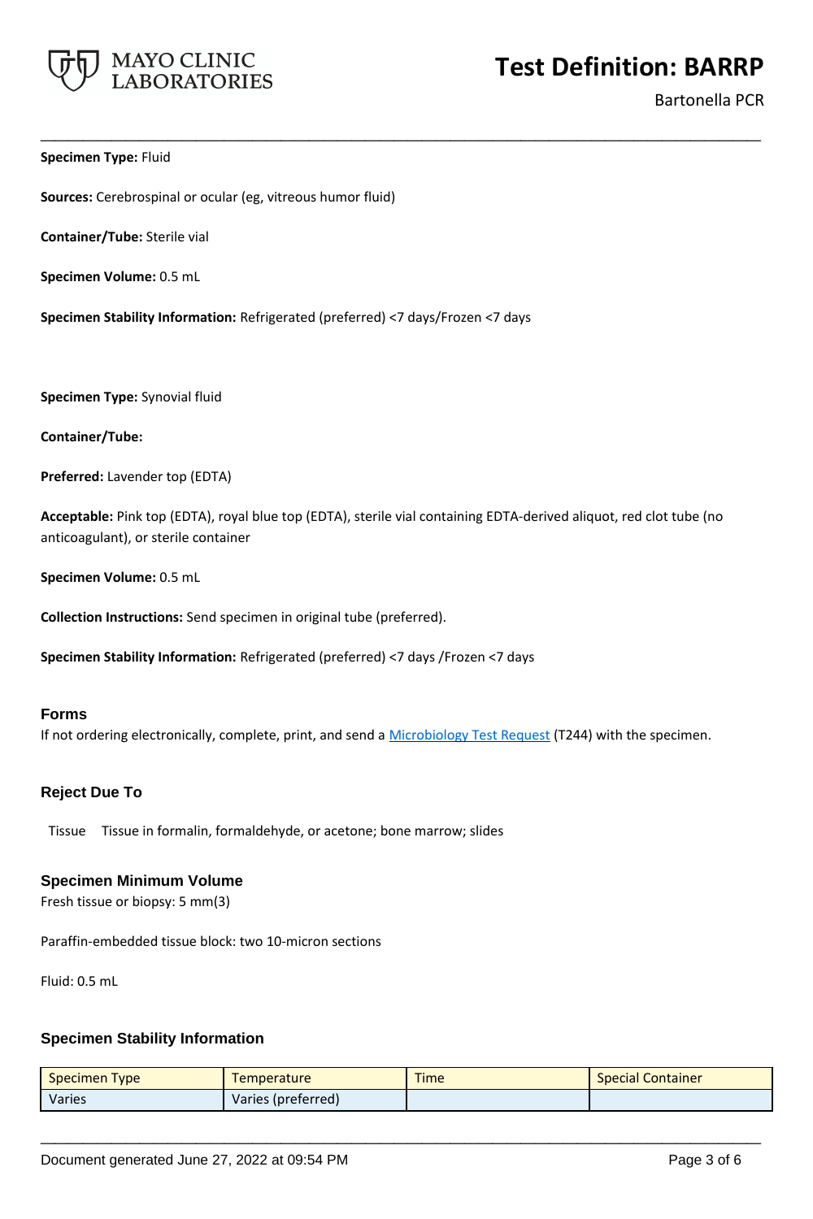**Specimen Type:** Fluid

**Sources:** Cerebrospinal or ocular (eg, vitreous humor fluid)

**Container/Tube:** Sterile vial

**Specimen Volume:** 0.5 mL

**Specimen Stability Information:** Refrigerated (preferred) <7 days/Frozen <7 days

**Specimen Type:** Synovial fluid

**Container/Tube:**

**Preferred:** Lavender top (EDTA)

**Acceptable:** Pink top (EDTA), royal blue top (EDTA), sterile vial containing EDTA-derived aliquot, red clot tube (no anticoagulant), or sterile container

**Specimen Volume:** 0.5 mL

**Collection Instructions:** Send specimen in original tube (preferred).

**Specimen Stability Information:** Refrigerated (preferred) <7 days /Frozen <7 days

## Forms

If not ordering electronically, complete, print, and send a Microbiology Test Request (T244) with the specimen.

## Reject Due To

| | |
|---|---|
| Tissue | Tissue in formalin, formaldehyde, or acetone; bone marrow; slides |

## Specimen Minimum Volume

Fresh tissue or biopsy: 5 mm(3)

Paraffin-embedded tissue block: two 10-micron sections

Fluid: 0.5 mL

## Specimen Stability Information

| Specimen Type | Temperature | Time | Special Container |
|---|---|---|---|
| Varies | Varies (preferred) | | |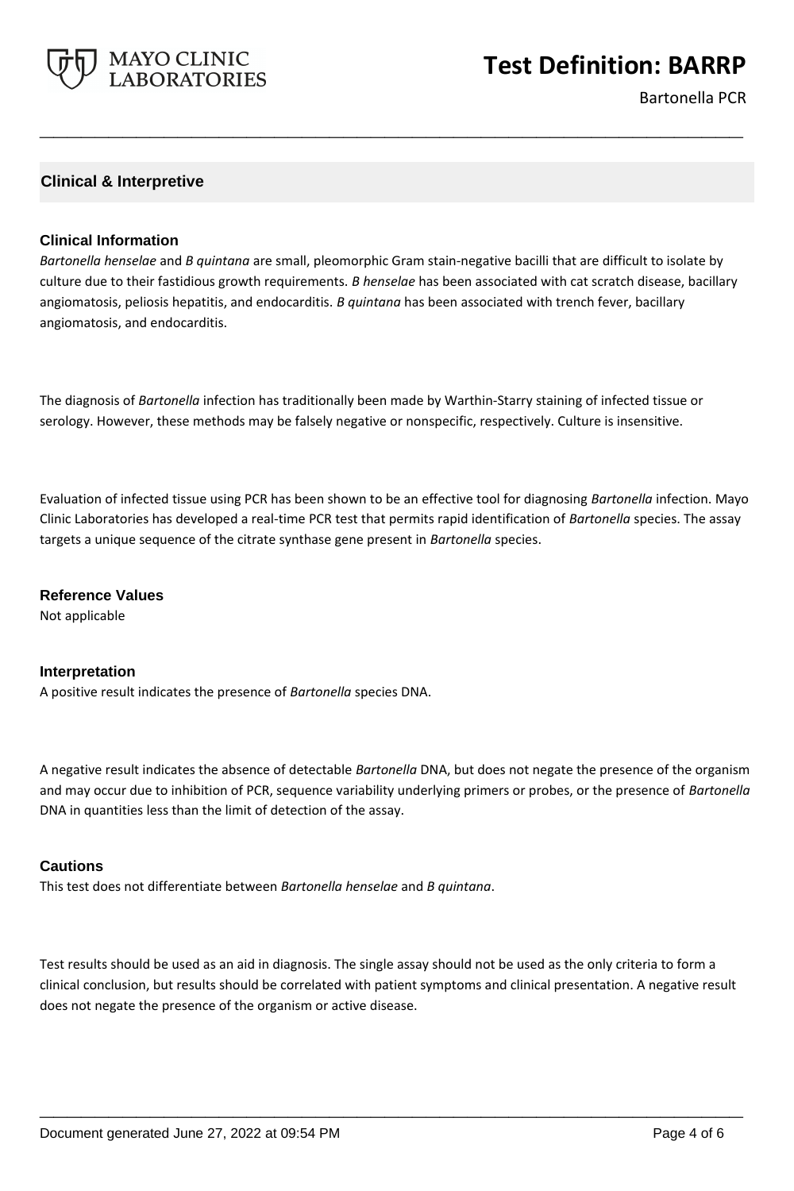## Clinical & Interpretive

### Clinical Information

*Bartonella henselae* and *B quintana* are small, pleomorphic Gram stain-negative bacilli that are difficult to isolate by culture due to their fastidious growth requirements. *B henselae* has been associated with cat scratch disease, bacillary angiomatosis, peliosis hepatitis, and endocarditis. *B quintana* has been associated with trench fever, bacillary angiomatosis, and endocarditis.

The diagnosis of *Bartonella* infection has traditionally been made by Warthin-Starry staining of infected tissue or serology. However, these methods may be falsely negative or nonspecific, respectively. Culture is insensitive.

Evaluation of infected tissue using PCR has been shown to be an effective tool for diagnosing *Bartonella* infection. Mayo Clinic Laboratories has developed a real-time PCR test that permits rapid identification of *Bartonella* species. The assay targets a unique sequence of the citrate synthase gene present in *Bartonella* species.

### Reference Values

Not applicable

### Interpretation

A positive result indicates the presence of *Bartonella* species DNA.

A negative result indicates the absence of detectable *Bartonella* DNA, but does not negate the presence of the organism and may occur due to inhibition of PCR, sequence variability underlying primers or probes, or the presence of *Bartonella* DNA in quantities less than the limit of detection of the assay.

### Cautions

This test does not differentiate between *Bartonella henselae* and *B quintana*.

Test results should be used as an aid in diagnosis. The single assay should not be used as the only criteria to form a clinical conclusion, but results should be correlated with patient symptoms and clinical presentation. A negative result does not negate the presence of the organism or active disease.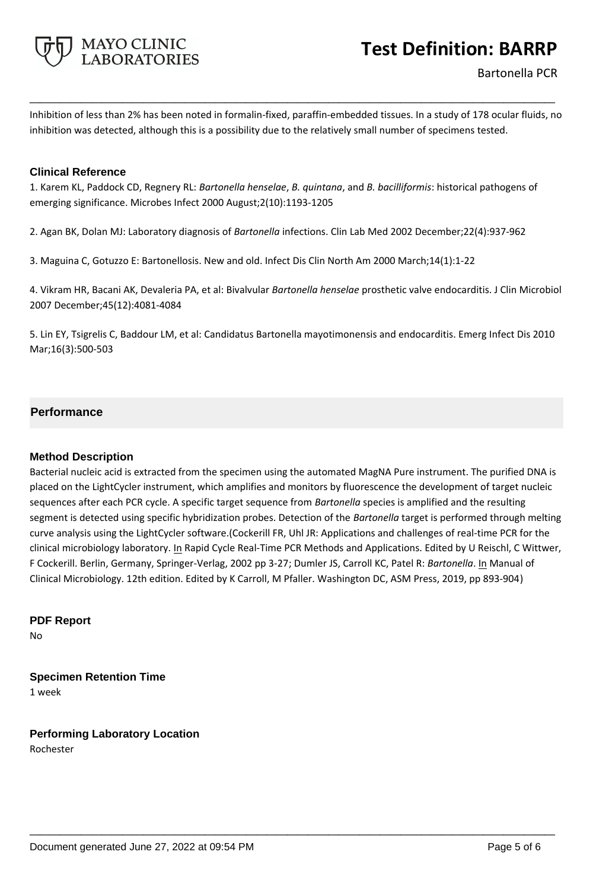Inhibition of less than 2% has been noted in formalin-fixed, paraffin-embedded tissues. In a study of 178 ocular fluids, no inhibition was detected, although this is a possibility due to the relatively small number of specimens tested.

### Clinical Reference

1. Karem KL, Paddock CD, Regnery RL: *Bartonella henselae*, *B. quintana*, and *B. bacilliformis*: historical pathogens of emerging significance. Microbes Infect 2000 August;2(10):1193-1205

2. Agan BK, Dolan MJ: Laboratory diagnosis of *Bartonella* infections. Clin Lab Med 2002 December;22(4):937-962

3. Maguina C, Gotuzzo E: Bartonellosis. New and old. Infect Dis Clin North Am 2000 March;14(1):1-22

4. Vikram HR, Bacani AK, Devaleria PA, et al: Bivalvular *Bartonella henselae* prosthetic valve endocarditis. J Clin Microbiol 2007 December;45(12):4081-4084

5. Lin EY, Tsigrelis C, Baddour LM, et al: Candidatus Bartonella mayotimonensis and endocarditis. Emerg Infect Dis 2010 Mar;16(3):500-503

## Performance

### Method Description

Bacterial nucleic acid is extracted from the specimen using the automated MagNA Pure instrument. The purified DNA is placed on the LightCycler instrument, which amplifies and monitors by fluorescence the development of target nucleic sequences after each PCR cycle. A specific target sequence from *Bartonella* species is amplified and the resulting segment is detected using specific hybridization probes. Detection of the *Bartonella* target is performed through melting curve analysis using the LightCycler software.(Cockerill FR, Uhl JR: Applications and challenges of real-time PCR for the clinical microbiology laboratory. In Rapid Cycle Real-Time PCR Methods and Applications. Edited by U Reischl, C Wittwer, F Cockerill. Berlin, Germany, Springer-Verlag, 2002 pp 3-27; Dumler JS, Carroll KC, Patel R: *Bartonella*. In Manual of Clinical Microbiology. 12th edition. Edited by K Carroll, M Pfaller. Washington DC, ASM Press, 2019, pp 893-904)

### PDF Report

No

### Specimen Retention Time

1 week

### Performing Laboratory Location

Rochester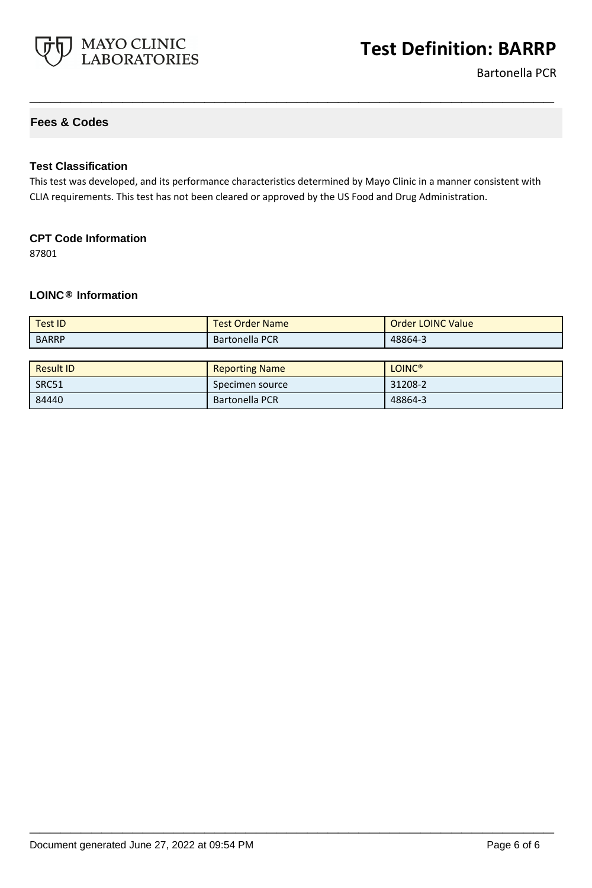## Fees & Codes

### Test Classification

This test was developed, and its performance characteristics determined by Mayo Clinic in a manner consistent with CLIA requirements. This test has not been cleared or approved by the US Food and Drug Administration.

### CPT Code Information

87801

### LOINC® Information

| Test ID | Test Order Name | Order LOINC Value |
|---|---|---|
| BARRP | Bartonella PCR | 48864-3 |

| Result ID | Reporting Name | LOINC® |
|---|---|---|
| SRC51 | Specimen source | 31208-2 |
| 84440 | Bartonella PCR | 48864-3 |